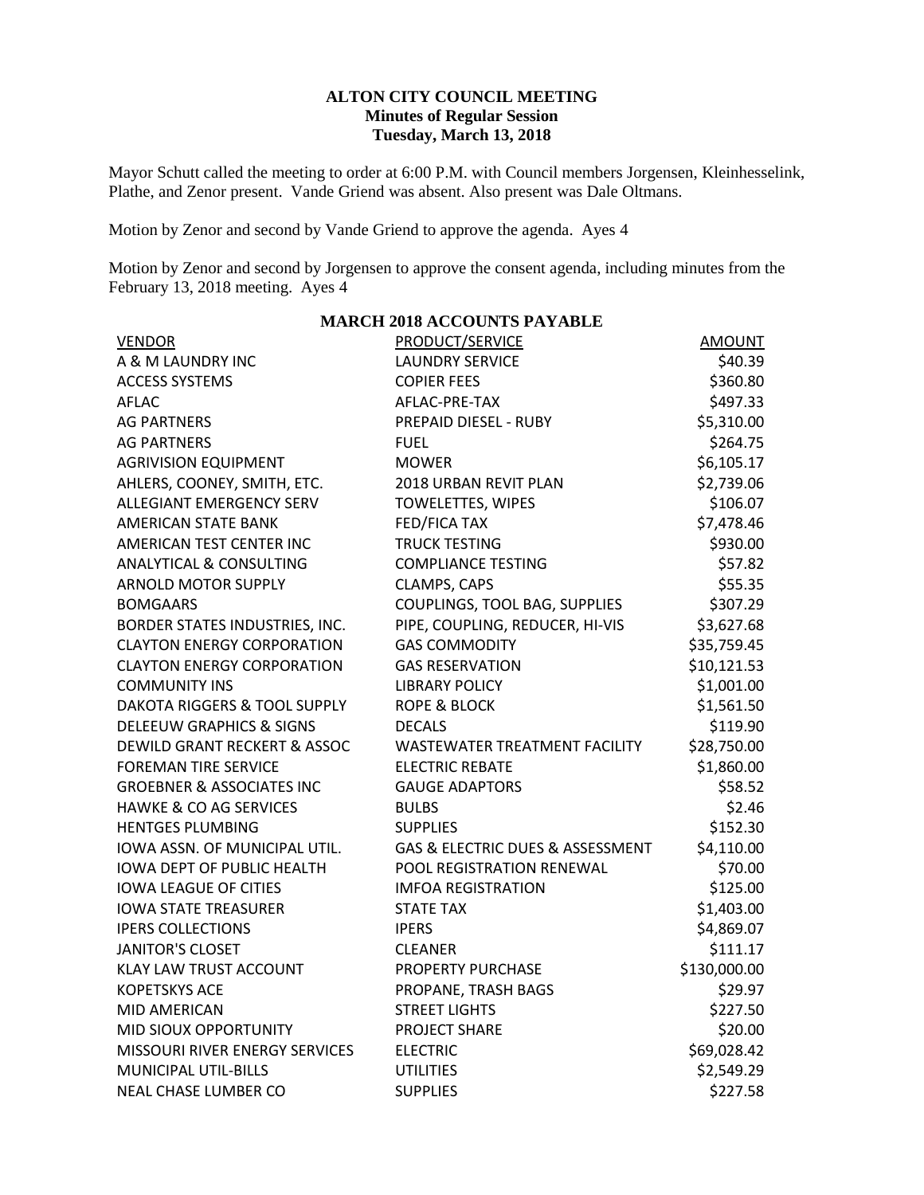# ALTON CITY COUNCIL MEETING
## Minutes of Regular Session
### Tuesday, March 13, 2018

Mayor Schutt called the meeting to order at 6:00 P.M. with Council members Jorgensen, Kleinhesselink, Plathe, and Zenor present. Vande Griend was absent. Also present was Dale Oltmans.

Motion by Zenor and second by Vande Griend to approve the agenda. Ayes 4

Motion by Zenor and second by Jorgensen to approve the consent agenda, including minutes from the February 13, 2018 meeting. Ayes 4

**MARCH 2018 ACCOUNTS PAYABLE**

| VENDOR | PRODUCT/SERVICE | AMOUNT |
|---|---|---|
| A & M LAUNDRY INC | LAUNDRY SERVICE | $40.39 |
| ACCESS SYSTEMS | COPIER FEES | $360.80 |
| AFLAC | AFLAC-PRE-TAX | $497.33 |
| AG PARTNERS | PREPAID DIESEL - RUBY | $5,310.00 |
| AG PARTNERS | FUEL | $264.75 |
| AGRIVISION EQUIPMENT | MOWER | $6,105.17 |
| AHLERS, COONEY, SMITH, ETC. | 2018 URBAN REVIT PLAN | $2,739.06 |
| ALLEGIANT EMERGENCY SERV | TOWELETTES, WIPES | $106.07 |
| AMERICAN STATE BANK | FED/FICA TAX | $7,478.46 |
| AMERICAN TEST CENTER INC | TRUCK TESTING | $930.00 |
| ANALYTICAL & CONSULTING | COMPLIANCE TESTING | $57.82 |
| ARNOLD MOTOR SUPPLY | CLAMPS, CAPS | $55.35 |
| BOMGAARS | COUPLINGS, TOOL BAG, SUPPLIES | $307.29 |
| BORDER STATES INDUSTRIES, INC. | PIPE, COUPLING, REDUCER, HI-VIS | $3,627.68 |
| CLAYTON ENERGY CORPORATION | GAS COMMODITY | $35,759.45 |
| CLAYTON ENERGY CORPORATION | GAS RESERVATION | $10,121.53 |
| COMMUNITY INS | LIBRARY POLICY | $1,001.00 |
| DAKOTA RIGGERS & TOOL SUPPLY | ROPE & BLOCK | $1,561.50 |
| DELEEUW GRAPHICS & SIGNS | DECALS | $119.90 |
| DEWILD GRANT RECKERT & ASSOC | WASTEWATER TREATMENT FACILITY | $28,750.00 |
| FOREMAN TIRE SERVICE | ELECTRIC REBATE | $1,860.00 |
| GROEBNER & ASSOCIATES INC | GAUGE ADAPTORS | $58.52 |
| HAWKE & CO AG SERVICES | BULBS | $2.46 |
| HENTGES PLUMBING | SUPPLIES | $152.30 |
| IOWA ASSN. OF MUNICIPAL UTIL. | GAS & ELECTRIC DUES & ASSESSMENT | $4,110.00 |
| IOWA DEPT OF PUBLIC HEALTH | POOL REGISTRATION RENEWAL | $70.00 |
| IOWA LEAGUE OF CITIES | IMFOA REGISTRATION | $125.00 |
| IOWA STATE TREASURER | STATE TAX | $1,403.00 |
| IPERS COLLECTIONS | IPERS | $4,869.07 |
| JANITOR'S CLOSET | CLEANER | $111.17 |
| KLAY LAW TRUST ACCOUNT | PROPERTY PURCHASE | $130,000.00 |
| KOPETSKYS ACE | PROPANE, TRASH BAGS | $29.97 |
| MID AMERICAN | STREET LIGHTS | $227.50 |
| MID SIOUX OPPORTUNITY | PROJECT SHARE | $20.00 |
| MISSOURI RIVER ENERGY SERVICES | ELECTRIC | $69,028.42 |
| MUNICIPAL UTIL-BILLS | UTILITIES | $2,549.29 |
| NEAL CHASE LUMBER CO | SUPPLIES | $227.58 |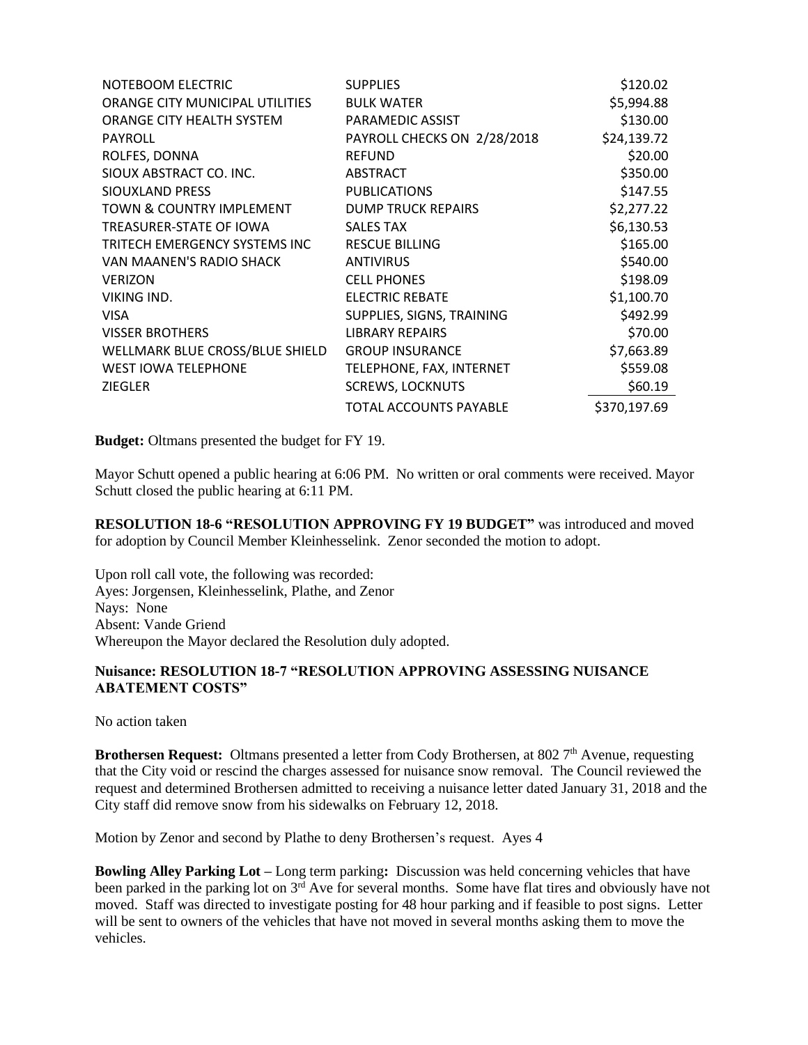| | | |
|---|---|---|
| NOTEBOOM ELECTRIC | SUPPLIES | \$120.02 |
| ORANGE CITY MUNICIPAL UTILITIES | BULK WATER | \$5,994.88 |
| ORANGE CITY HEALTH SYSTEM | PARAMEDIC ASSIST | \$130.00 |
| PAYROLL | PAYROLL CHECKS ON 2/28/2018 | \$24,139.72 |
| ROLFES, DONNA | REFUND | \$20.00 |
| SIOUX ABSTRACT CO. INC. | ABSTRACT | \$350.00 |
| SIOUXLAND PRESS | PUBLICATIONS | \$147.55 |
| TOWN & COUNTRY IMPLEMENT | DUMP TRUCK REPAIRS | \$2,277.22 |
| TREASURER-STATE OF IOWA | SALES TAX | \$6,130.53 |
| TRITECH EMERGENCY SYSTEMS INC | RESCUE BILLING | \$165.00 |
| VAN MAANEN'S RADIO SHACK | ANTIVIRUS | \$540.00 |
| VERIZON | CELL PHONES | \$198.09 |
| VIKING IND. | ELECTRIC REBATE | \$1,100.70 |
| VISA | SUPPLIES, SIGNS, TRAINING | \$492.99 |
| VISSER BROTHERS | LIBRARY REPAIRS | \$70.00 |
| WELLMARK BLUE CROSS/BLUE SHIELD | GROUP INSURANCE | \$7,663.89 |
| WEST IOWA TELEPHONE | TELEPHONE, FAX, INTERNET | \$559.08 |
| ZIEGLER | SCREWS, LOCKNUTS | \$60.19 |
| | TOTAL ACCOUNTS PAYABLE | \$370,197.69 |

**Budget:** Oltmans presented the budget for FY 19.

Mayor Schutt opened a public hearing at 6:06 PM. No written or oral comments were received. Mayor Schutt closed the public hearing at 6:11 PM.

**RESOLUTION 18-6 "RESOLUTION APPROVING FY 19 BUDGET"** was introduced and moved for adoption by Council Member Kleinhesselink. Zenor seconded the motion to adopt.

Upon roll call vote, the following was recorded:
Ayes: Jorgensen, Kleinhesselink, Plathe, and Zenor
Nays: None
Absent: Vande Griend
Whereupon the Mayor declared the Resolution duly adopted.

**Nuisance: RESOLUTION 18-7 "RESOLUTION APPROVING ASSESSING NUISANCE ABATEMENT COSTS"**

No action taken

**Brothersen Request:** Oltmans presented a letter from Cody Brothersen, at 802 7th Avenue, requesting that the City void or rescind the charges assessed for nuisance snow removal. The Council reviewed the request and determined Brothersen admitted to receiving a nuisance letter dated January 31, 2018 and the City staff did remove snow from his sidewalks on February 12, 2018.

Motion by Zenor and second by Plathe to deny Brothersen's request. Ayes 4

**Bowling Alley Parking Lot –** Long term parking**:** Discussion was held concerning vehicles that have been parked in the parking lot on 3rd Ave for several months. Some have flat tires and obviously have not moved. Staff was directed to investigate posting for 48 hour parking and if feasible to post signs. Letter will be sent to owners of the vehicles that have not moved in several months asking them to move the vehicles.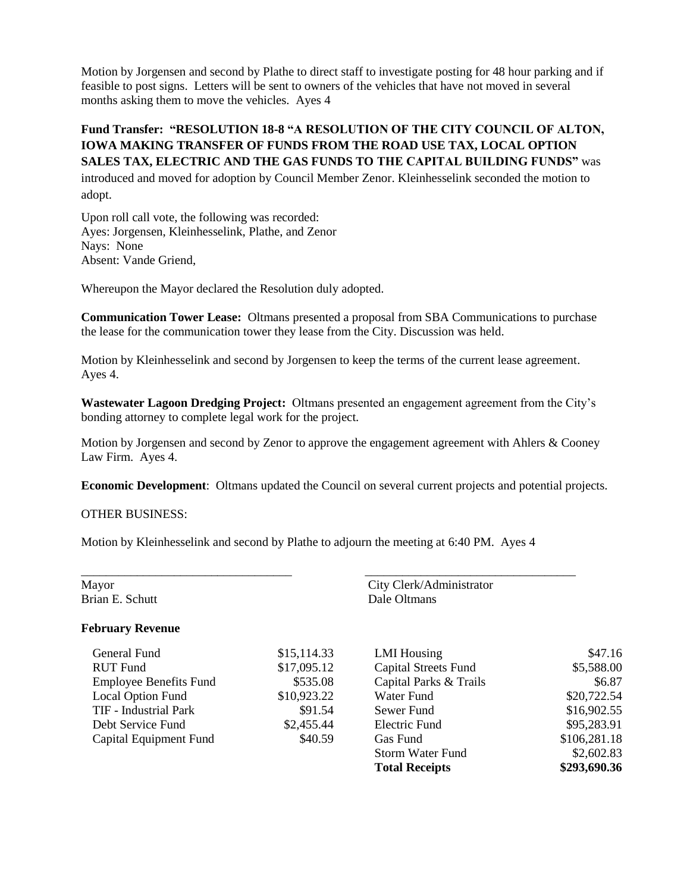Motion by Jorgensen and second by Plathe to direct staff to investigate posting for 48 hour parking and if feasible to post signs. Letters will be sent to owners of the vehicles that have not moved in several months asking them to move the vehicles. Ayes 4

**Fund Transfer: "RESOLUTION 18-8 "A RESOLUTION OF THE CITY COUNCIL OF ALTON, IOWA MAKING TRANSFER OF FUNDS FROM THE ROAD USE TAX, LOCAL OPTION SALES TAX, ELECTRIC AND THE GAS FUNDS TO THE CAPITAL BUILDING FUNDS"** was introduced and moved for adoption by Council Member Zenor. Kleinhesselink seconded the motion to adopt.

Upon roll call vote, the following was recorded:
Ayes: Jorgensen, Kleinhesselink, Plathe, and Zenor
Nays: None
Absent: Vande Griend,

Whereupon the Mayor declared the Resolution duly adopted.

**Communication Tower Lease:** Oltmans presented a proposal from SBA Communications to purchase the lease for the communication tower they lease from the City. Discussion was held.

Motion by Kleinhesselink and second by Jorgensen to keep the terms of the current lease agreement. Ayes 4.

**Wastewater Lagoon Dredging Project:** Oltmans presented an engagement agreement from the City's bonding attorney to complete legal work for the project.

Motion by Jorgensen and second by Zenor to approve the engagement agreement with Ahlers & Cooney Law Firm. Ayes 4.

**Economic Development**: Oltmans updated the Council on several current projects and potential projects.

OTHER BUSINESS:

Motion by Kleinhesselink and second by Plathe to adjourn the meeting at 6:40 PM. Ayes 4

| | |
|---|---|
| \_\_\_\_\_\_\_\_\_\_\_\_\_\_\_\_\_\_\_\_\_\_\_\_\_\_\_\_\_\_\_\_\_\_ | \_\_\_\_\_\_\_\_\_\_\_\_\_\_\_\_\_\_\_\_\_\_\_\_\_\_\_\_\_\_\_\_\_\_ |
| Mayor | City Clerk/Administrator |
| Brian E. Schutt | Dale Oltmans |

**February Revenue**

| | | | |
|---|---|---|---|
| General Fund | $15,114.33 | LMI Housing | $47.16 |
| RUT Fund | $17,095.12 | Capital Streets Fund | $5,588.00 |
| Employee Benefits Fund | $535.08 | Capital Parks & Trails | $6.87 |
| Local Option Fund | $10,923.22 | Water Fund | $20,722.54 |
| TIF - Industrial Park | $91.54 | Sewer Fund | $16,902.55 |
| Debt Service Fund | $2,455.44 | Electric Fund | $95,283.91 |
| Capital Equipment Fund | $40.59 | Gas Fund | $106,281.18 |
| | | Storm Water Fund | $2,602.83 |
| | | **Total Receipts** | **$293,690.36** |